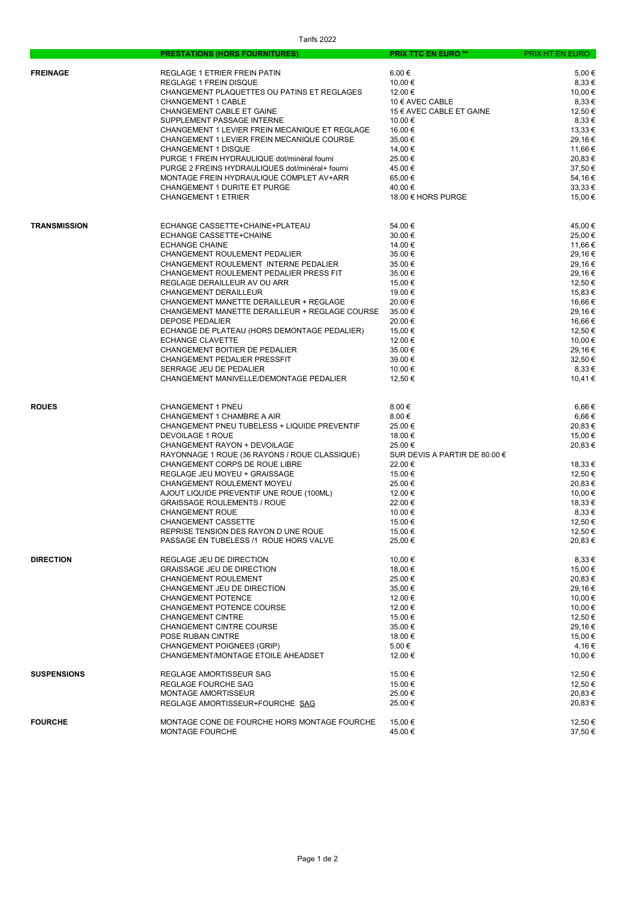Tarifs 2022

| | PRESTATIONS (HORS FOURNITURES) | PRIX TTC EN EURO ** | PRIX HT EN EURO |
|---|---|---|---|
| **FREINAGE** | REGLAGE 1 ETRIER FREIN PATIN | 6.00 € | 5,00 € |
| | REGLAGE 1 FREIN DISQUE | 10,00 € | 8,33 € |
| | CHANGEMENT PLAQUETTES OU PATINS ET REGLAGES | 12.00 € | 10,00 € |
| | CHANGEMENT 1 CABLE | 10 € AVEC CABLE | 8,33 € |
| | CHANGEMENT CABLE ET GAINE | 15 € AVEC CABLE ET GAINE | 12,50 € |
| | SUPPLEMENT PASSAGE INTERNE | 10.00 € | 8,33 € |
| | CHANGEMENT 1 LEVIER FREIN MECANIQUE ET REGLAGE | 16.00 € | 13,33 € |
| | CHANGEMENT 1 LEVIER FREIN MECANIQUE COURSE | 35,00 € | 29,16 € |
| | CHANGEMENT 1 DISQUE | 14,00 € | 11,66 € |
| | PURGE 1 FREIN HYDRAULIQUE dot/minéral fourni | 25.00 € | 20,83 € |
| | PURGE 2 FREINS HYDRAULIQUES dot/minéral+ fourni | 45.00 € | 37,50 € |
| | MONTAGE FREIN HYDRAULIQUE COMPLET AV+ARR | 65,00 € | 54,16 € |
| | CHANGEMENT 1 DURITE ET PURGE | 40.00 € | 33,33 € |
| | CHANGEMENT 1 ETRIER | 18.00 € HORS PURGE | 15,00 € |
| **TRANSMISSION** | ECHANGE CASSETTE+CHAINE+PLATEAU | 54.00 € | 45,00 € |
| | ECHANGE CASSETTE+CHAINE | 30.00 € | 25,00 € |
| | ECHANGE CHAINE | 14.00 € | 11,66 € |
| | CHANGEMENT ROULEMENT PEDALIER | 35.00 € | 29,16 € |
| | CHANGEMENT ROULEMENT INTERNE PEDALIER | 35.00 € | 29,16 € |
| | CHANGEMENT ROULEMENT PEDALIER PRESS FIT | 35.00 € | 29,16 € |
| | REGLAGE DERAILLEUR AV OU ARR | 15,00 € | 12,50 € |
| | CHANGEMENT DERAILLEUR | 19.00 € | 15,83 € |
| | CHANGEMENT MANETTE DERAILLEUR + REGLAGE | 20.00 € | 16,66 € |
| | CHANGEMENT MANETTE DERAILLEUR + REGLAGE COURSE | 35.00 € | 29,16 € |
| | DEPOSE PEDALIER | 20.00 € | 16,66 € |
| | ECHANGE DE PLATEAU (HORS DEMONTAGE PEDALIER) | 15,00 € | 12,50 € |
| | ECHANGE CLAVETTE | 12.00 € | 10,00 € |
| | CHANGEMENT BOITIER DE PEDALIER | 35.00 € | 29,16 € |
| | CHANGEMENT PEDALIER PRESSFIT | 39.00 € | 32,50 € |
| | SERRAGE JEU DE PEDALIER | 10.00 € | 8,33 € |
| | CHANGEMENT MANIVELLE/DEMONTAGE PEDALIER | 12,50 € | 10,41 € |
| **ROUES** | CHANGEMENT 1 PNEU | 8.00 € | 6,66 € |
| | CHANGEMENT 1 CHAMBRE A AIR | 8.00 € | 6,66 € |
| | CHANGEMENT PNEU TUBELESS + LIQUIDE PREVENTIF | 25.00 € | 20,83 € |
| | DEVOILAGE 1 ROUE | 18.00 € | 15,00 € |
| | CHANGEMENT RAYON + DEVOILAGE | 25.00 € | 20,83 € |
| | RAYONNAGE 1 ROUE (36 RAYONS / ROUE CLASSIQUE) | SUR DEVIS A PARTIR DE 80.00 € | |
| | CHANGEMENT CORPS DE ROUE LIBRE | 22.00 € | 18,33 € |
| | REGLAGE JEU MOYEU + GRAISSAGE | 15.00 € | 12,50 € |
| | CHANGEMENT ROULEMENT MOYEU | 25.00 € | 20,83 € |
| | AJOUT LIQUIDE PREVENTIF UNE ROUE (100ML) | 12.00 € | 10,00 € |
| | GRAISSAGE ROULEMENTS / ROUE | 22.00 € | 18,33 € |
| | CHANGEMENT ROUE | 10.00 € | 8,33 € |
| | CHANGEMENT CASSETTE | 15.00 € | 12,50 € |
| | REPRISE TENSION DES RAYON D UNE ROUE | 15,00 € | 12,50 € |
| | PASSAGE EN TUBELESS /1 ROUE HORS VALVE | 25,00 € | 20,83 € |
| **DIRECTION** | REGLAGE JEU DE DIRECTION | 10,00 € | 8,33 € |
| | GRAISSAGE JEU DE DIRECTION | 18,00 € | 15,00 € |
| | CHANGEMENT ROULEMENT | 25.00 € | 20,83 € |
| | CHANGEMENT JEU DE DIRECTION | 35,00 € | 29,16 € |
| | CHANGEMENT POTENCE | 12.00 € | 10,00 € |
| | CHANGEMENT POTENCE COURSE | 12.00 € | 10,00 € |
| | CHANGEMENT CINTRE | 15.00 € | 12,50 € |
| | CHANGEMENT CINTRE COURSE | 35.00 € | 29,16 € |
| | POSE RUBAN CINTRE | 18.00 € | 15,00 € |
| | CHANGEMENT POIGNEES (GRIP) | 5.00 € | 4,16 € |
| | CHANGEMENT/MONTAGE ETOILE AHEADSET | 12.00 € | 10,00 € |
| **SUSPENSIONS** | REGLAGE AMORTISSEUR SAG | 15.00 € | 12,50 € |
| | REGLAGE FOURCHE SAG | 15.00 € | 12,50 € |
| | MONTAGE AMORTISSEUR | 25.00 € | 20,83 € |
| | REGLAGE AMORTISSEUR+FOURCHE SAG | 25.00 € | 20,83 € |
| **FOURCHE** | MONTAGE CONE DE FOURCHE HORS MONTAGE FOURCHE | 15,00 € | 12,50 € |
| | MONTAGE FOURCHE | 45.00 € | 37,50 € |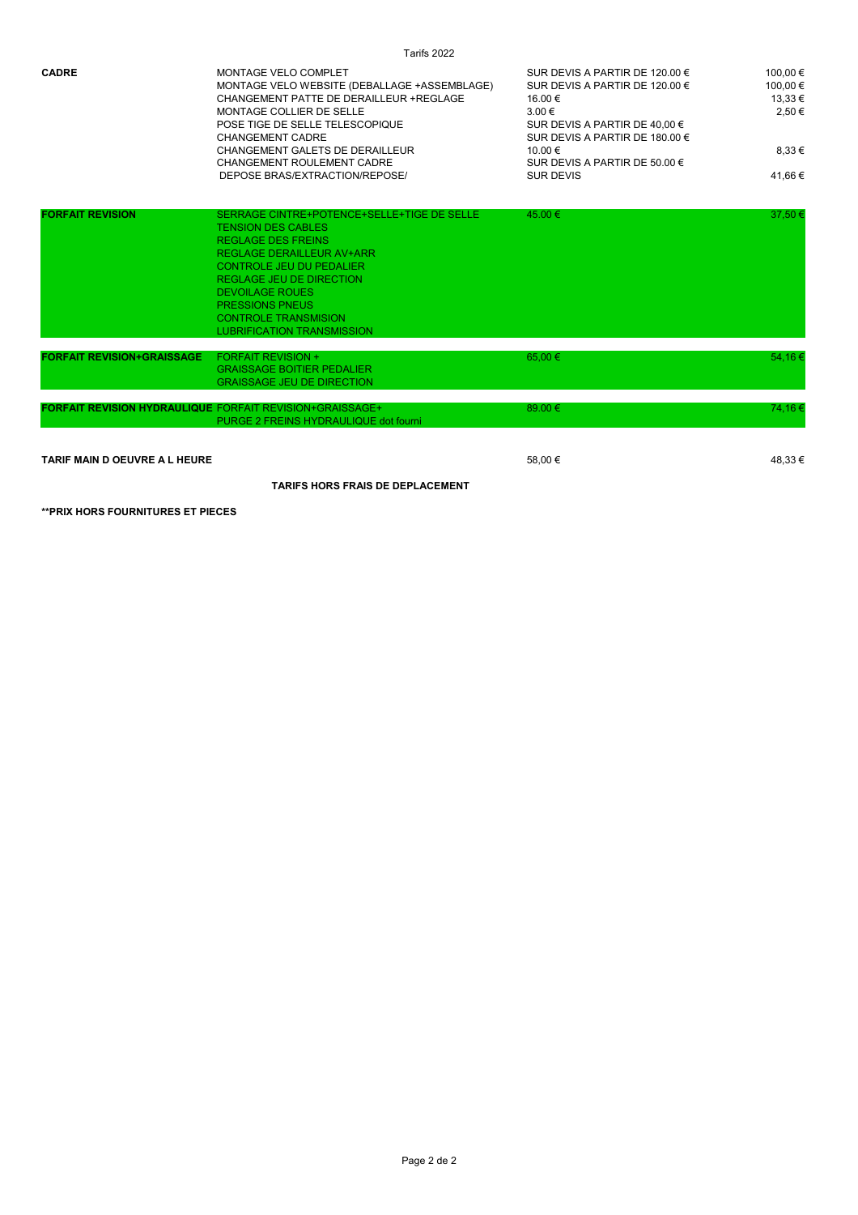Tarifs 2022

| | | | |
|---|---|---|---|
| **CADRE** | MONTAGE VELO COMPLET | SUR DEVIS A PARTIR DE 120.00 € | 100,00 € |
| | MONTAGE VELO WEBSITE (DEBALLAGE +ASSEMBLAGE) | SUR DEVIS A PARTIR DE 120.00 € | 100,00 € |
| | CHANGEMENT PATTE DE DERAILLEUR +REGLAGE | 16.00 € | 13,33 € |
| | MONTAGE COLLIER DE SELLE | 3.00 € | 2,50 € |
| | POSE TIGE DE SELLE TELESCOPIQUE | SUR DEVIS A PARTIR DE 40,00 € | |
| | CHANGEMENT CADRE | SUR DEVIS A PARTIR DE 180.00 € | |
| | CHANGEMENT GALETS DE DERAILLEUR | 10.00 € | 8,33 € |
| | CHANGEMENT ROULEMENT CADRE | SUR DEVIS A PARTIR DE 50.00 € | |
| | DEPOSE BRAS/EXTRACTION/REPOSE/ | SUR DEVIS | 41,66 € |
| **FORFAIT REVISION** | SERRAGE CINTRE+POTENCE+SELLE+TIGE DE SELLE<br>TENSION DES CABLES<br>REGLAGE DES FREINS<br>REGLAGE DERAILLEUR AV+ARR<br>CONTROLE JEU DU PEDALIER<br>REGLAGE JEU DE DIRECTION<br>DEVOILAGE ROUES<br>PRESSIONS PNEUS<br>CONTROLE TRANSMISION<br>LUBRIFICATION TRANSMISSION | 45.00 € | 37,50 € |
| **FORFAIT REVISION+GRAISSAGE** | FORFAIT REVISION +<br>GRAISSAGE BOITIER PEDALIER<br>GRAISSAGE JEU DE DIRECTION | 65,00 € | 54,16 € |
| **FORFAIT REVISION HYDRAULIQUE** | FORFAIT REVISION+GRAISSAGE+<br>PURGE 2 FREINS HYDRAULIQUE dot fourni | 89.00 € | 74,16 € |
| **TARIF MAIN D OEUVRE A L HEURE** | | 58,00 € | 48,33 € |

**TARIFS HORS FRAIS DE DEPLACEMENT**

****PRIX HORS FOURNITURES ET PIECES**